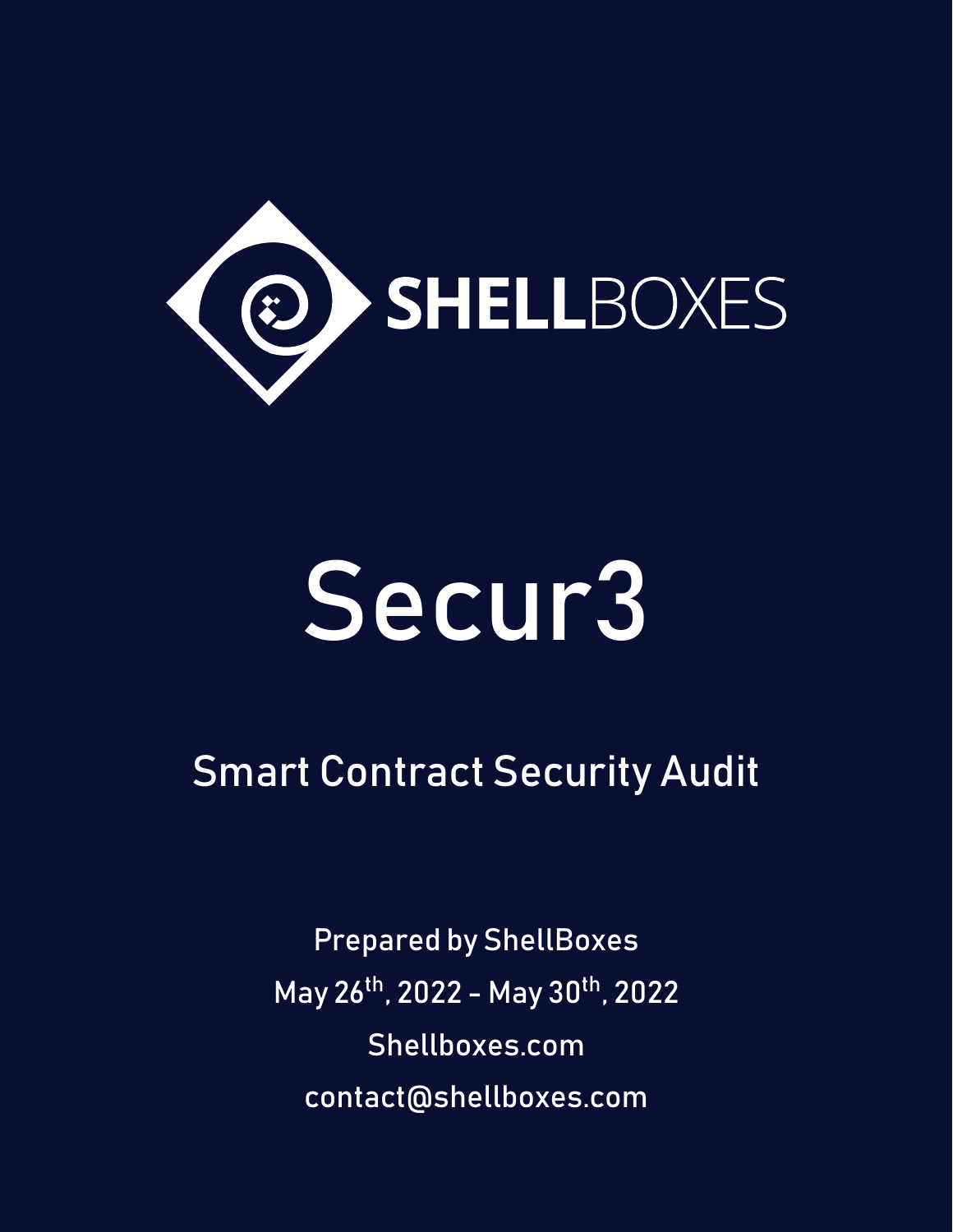SHELLBOXES

# Secur3

## Smart Contract Security Audit

Prepared by ShellBoxes

May 26th, 2022 - May 30th, 2022

Shellboxes.com

contact@shellboxes.com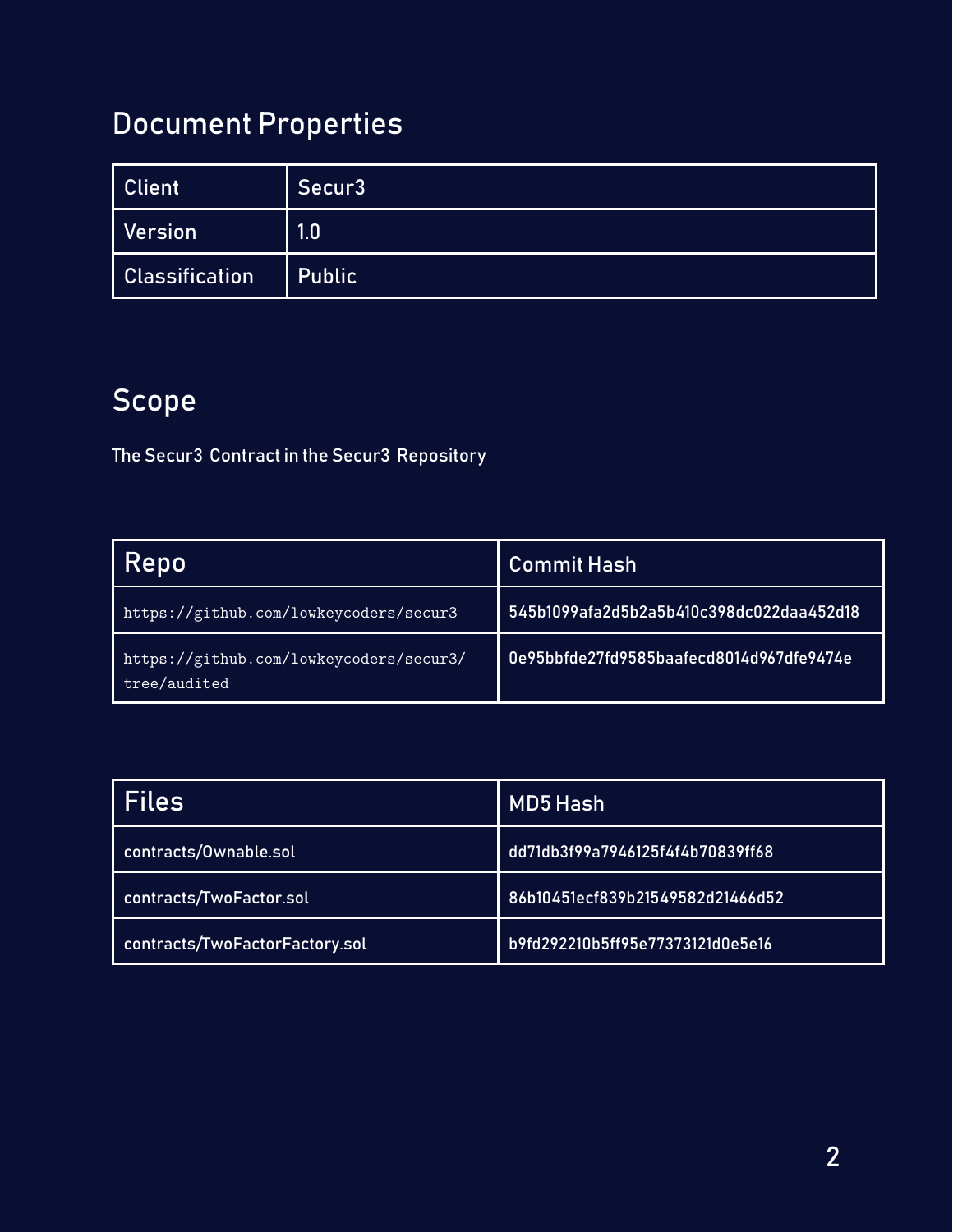## Document Properties

| Client | Secur3 |
|---|---|
| Version | 1.0 |
| Classification | Public |

## Scope

The Secur3 Contract in the Secur3 Repository

| Repo | Commit Hash |
|---|---|
| https://github.com/lowkeycoders/secur3 | 545b1099afa2d5b2a5b410c398dc022daa452d18 |
| https://github.com/lowkeycoders/secur3/tree/audited | 0e95bbfde27fd9585baafecd8014d967dfe9474e |

| Files | MD5 Hash |
|---|---|
| contracts/Ownable.sol | dd71db3f99a7946125f4f4b70839ff68 |
| contracts/TwoFactor.sol | 86b10451ecf839b21549582d21466d52 |
| contracts/TwoFactorFactory.sol | b9fd292210b5ff95e77373121d0e5e16 |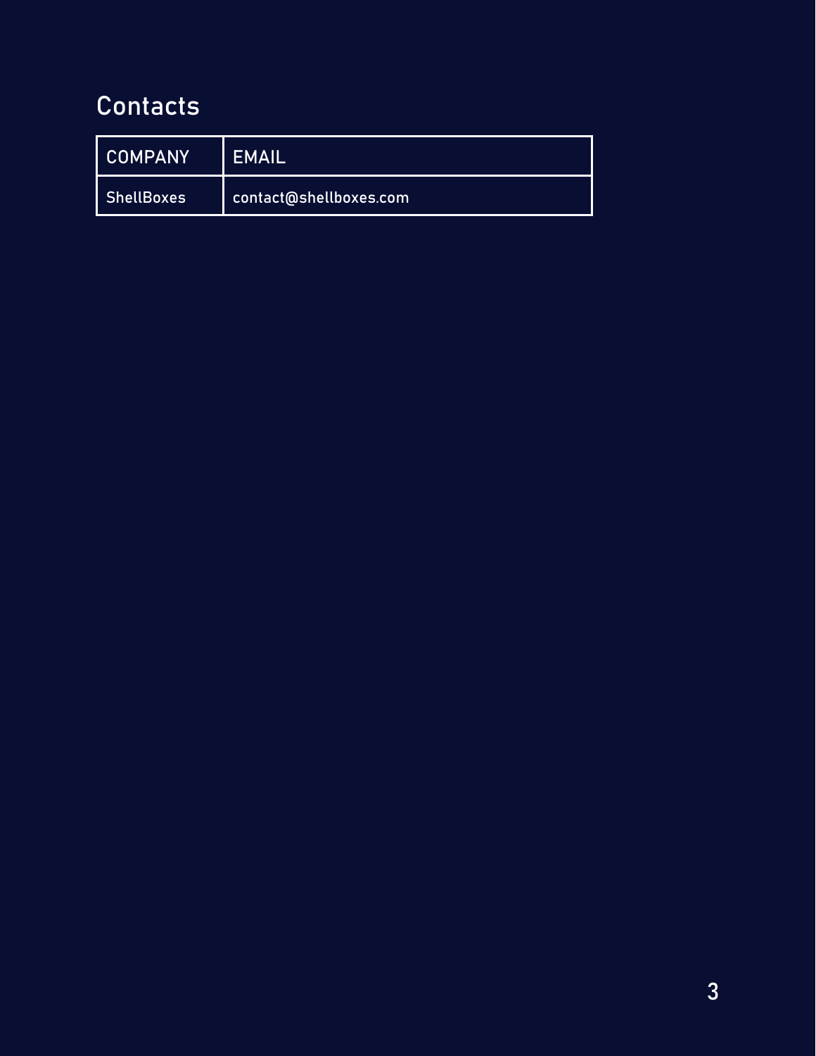## Contacts

| COMPANY | EMAIL |
| --- | --- |
| ShellBoxes | contact@shellboxes.com |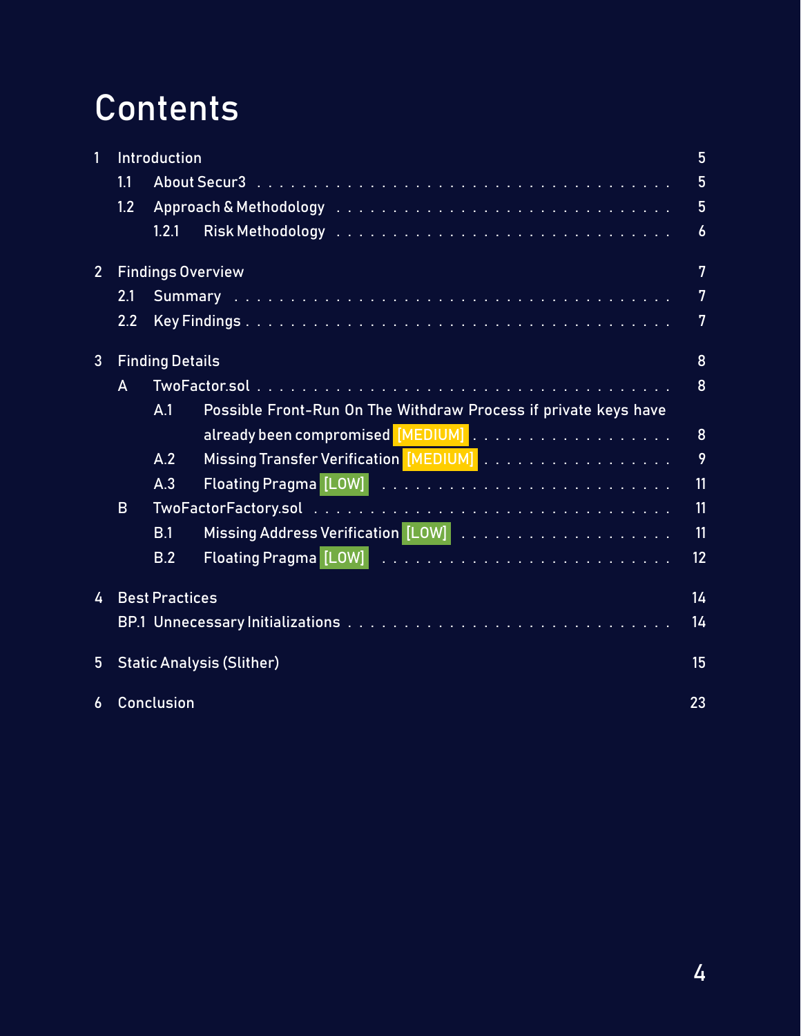# Contents

- 1 Introduction — 5
  - 1.1 About Secur3 — 5
  - 1.2 Approach & Methodology — 5
    - 1.2.1 Risk Methodology — 6
- 2 Findings Overview — 7
  - 2.1 Summary — 7
  - 2.2 Key Findings — 7
- 3 Finding Details — 8
  - A TwoFactor.sol — 8
    - A.1 Possible Front-Run On The Withdraw Process if private keys have already been compromised [MEDIUM] — 8
    - A.2 Missing Transfer Verification [MEDIUM] — 9
    - A.3 Floating Pragma [LOW] — 11
  - B TwoFactorFactory.sol — 11
    - B.1 Missing Address Verification [LOW] — 11
    - B.2 Floating Pragma [LOW] — 12
- 4 Best Practices — 14
  - BP.1 Unnecessary Initializations — 14
- 5 Static Analysis (Slither) — 15
- 6 Conclusion — 23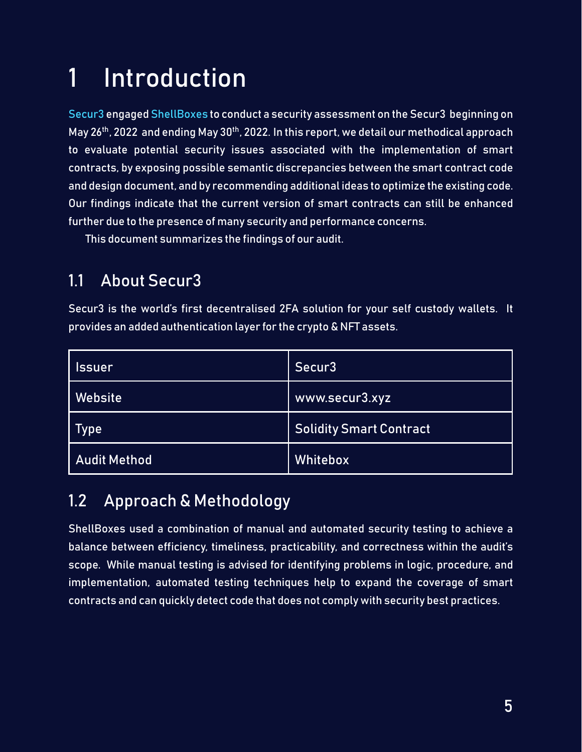# 1 Introduction

Secur3 engaged ShellBoxes to conduct a security assessment on the Secur3 beginning on May 26th, 2022 and ending May 30th, 2022. In this report, we detail our methodical approach to evaluate potential security issues associated with the implementation of smart contracts, by exposing possible semantic discrepancies between the smart contract code and design document, and by recommending additional ideas to optimize the existing code. Our findings indicate that the current version of smart contracts can still be enhanced further due to the presence of many security and performance concerns.

This document summarizes the findings of our audit.

## 1.1 About Secur3

Secur3 is the world's first decentralised 2FA solution for your self custody wallets. It provides an added authentication layer for the crypto & NFT assets.

| Issuer | Secur3 |
|---|---|
| Website | www.secur3.xyz |
| Type | Solidity Smart Contract |
| Audit Method | Whitebox |

## 1.2 Approach & Methodology

ShellBoxes used a combination of manual and automated security testing to achieve a balance between efficiency, timeliness, practicability, and correctness within the audit's scope. While manual testing is advised for identifying problems in logic, procedure, and implementation, automated testing techniques help to expand the coverage of smart contracts and can quickly detect code that does not comply with security best practices.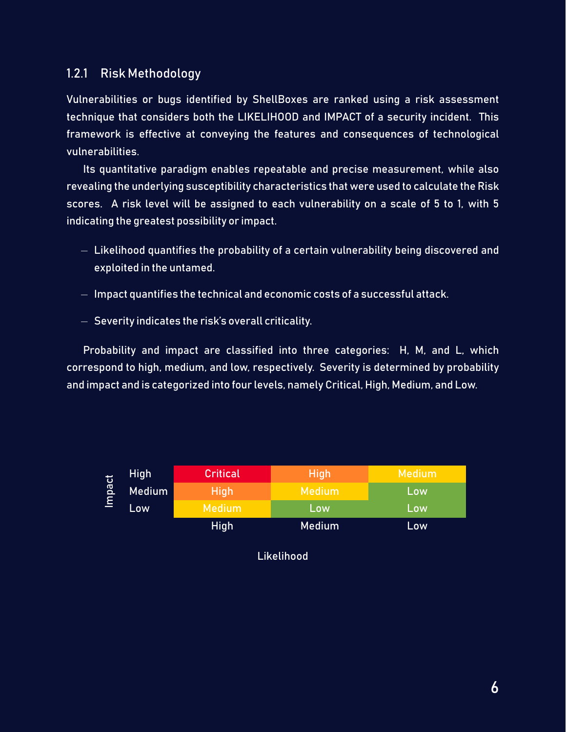### 1.2.1 Risk Methodology

Vulnerabilities or bugs identified by ShellBoxes are ranked using a risk assessment technique that considers both the LIKELIHOOD and IMPACT of a security incident. This framework is effective at conveying the features and consequences of technological vulnerabilities.

Its quantitative paradigm enables repeatable and precise measurement, while also revealing the underlying susceptibility characteristics that were used to calculate the Risk scores. A risk level will be assigned to each vulnerability on a scale of 5 to 1, with 5 indicating the greatest possibility or impact.

- Likelihood quantifies the probability of a certain vulnerability being discovered and exploited in the untamed.
- Impact quantifies the technical and economic costs of a successful attack.
- Severity indicates the risk's overall criticality.

Probability and impact are classified into three categories: H, M, and L, which correspond to high, medium, and low, respectively. Severity is determined by probability and impact and is categorized into four levels, namely Critical, High, Medium, and Low.

| Impact \ Likelihood | High | Medium | Low |
|---|---|---|---|
| High | Critical | High | Medium |
| Medium | High | Medium | Low |
| Low | Medium | Low | Low |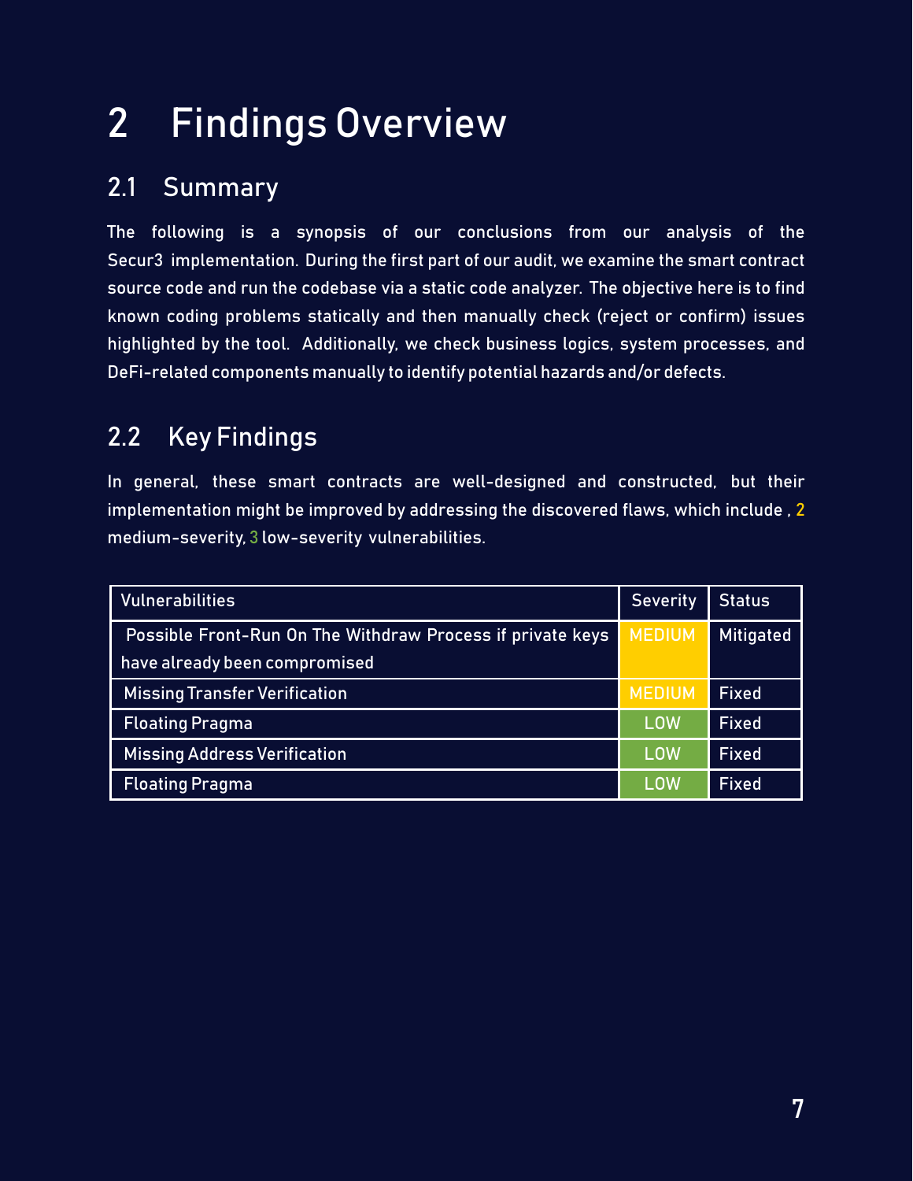# 2 Findings Overview

## 2.1 Summary

The following is a synopsis of our conclusions from our analysis of the Secur3 implementation. During the first part of our audit, we examine the smart contract source code and run the codebase via a static code analyzer. The objective here is to find known coding problems statically and then manually check (reject or confirm) issues highlighted by the tool. Additionally, we check business logics, system processes, and DeFi-related components manually to identify potential hazards and/or defects.

## 2.2 Key Findings

In general, these smart contracts are well-designed and constructed, but their implementation might be improved by addressing the discovered flaws, which include , 2 medium-severity, 3 low-severity vulnerabilities.

| Vulnerabilities | Severity | Status |
| --- | --- | --- |
| Possible Front-Run On The Withdraw Process if private keys have already been compromised | MEDIUM | Mitigated |
| Missing Transfer Verification | MEDIUM | Fixed |
| Floating Pragma | LOW | Fixed |
| Missing Address Verification | LOW | Fixed |
| Floating Pragma | LOW | Fixed |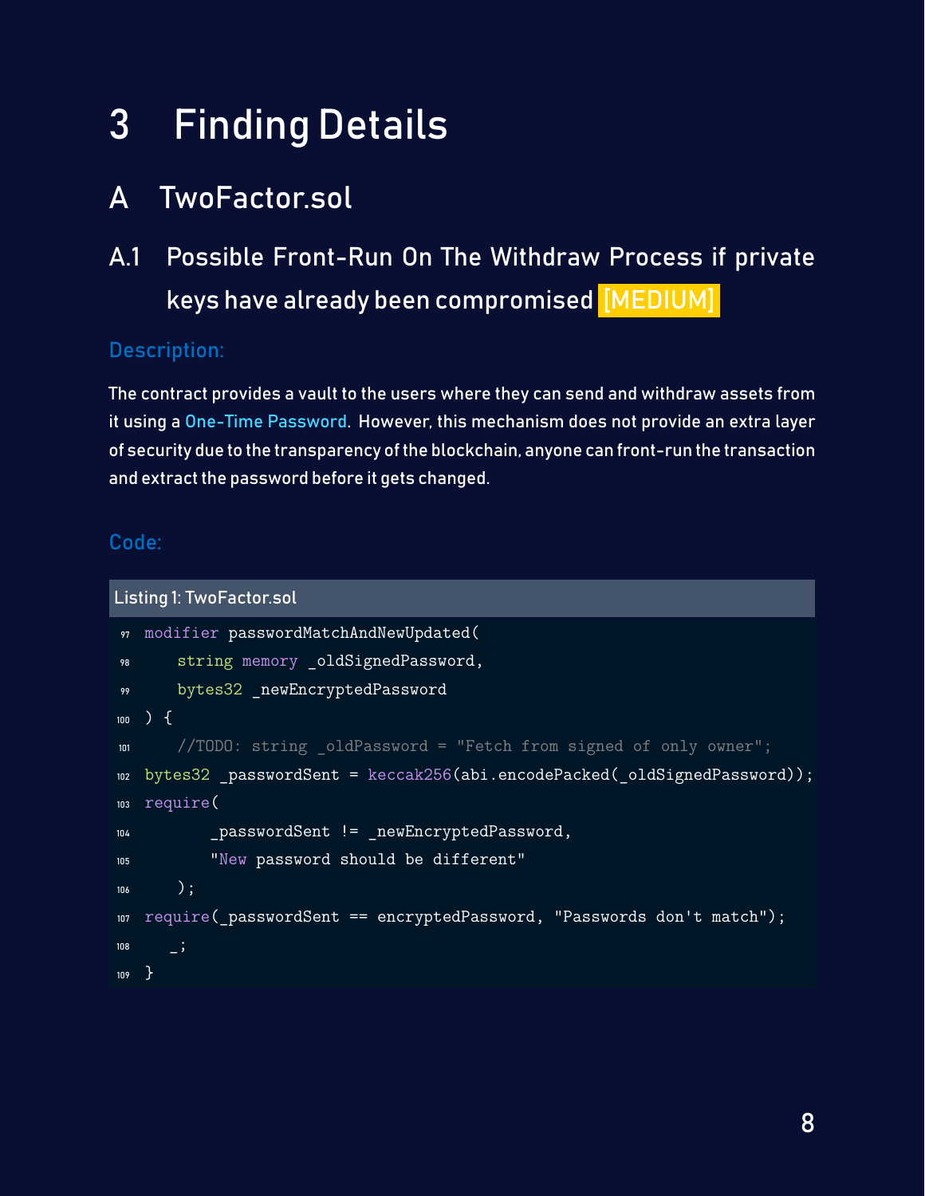# 3 Finding Details

## A TwoFactor.sol

### A.1 Possible Front-Run On The Withdraw Process if private keys have already been compromised [MEDIUM]

**Description:**

The contract provides a vault to the users where they can send and withdraw assets from it using a One-Time Password. However, this mechanism does not provide an extra layer of security due to the transparency of the blockchain, anyone can front-run the transaction and extract the password before it gets changed.

**Code:**

Listing 1: TwoFactor.sol

```
97  modifier passwordMatchAndNewUpdated(
98      string memory _oldSignedPassword,
99      bytes32 _newEncryptedPassword
100 ) {
101     //TODO: string _oldPassword = "Fetch from signed of only owner";
102 bytes32 _passwordSent = keccak256(abi.encodePacked(_oldSignedPassword));
103 require(
104         _passwordSent != _newEncryptedPassword,
105         "New password should be different"
106     );
107 require(_passwordSent == encryptedPassword, "Passwords don't match");
108     _;
109 }
```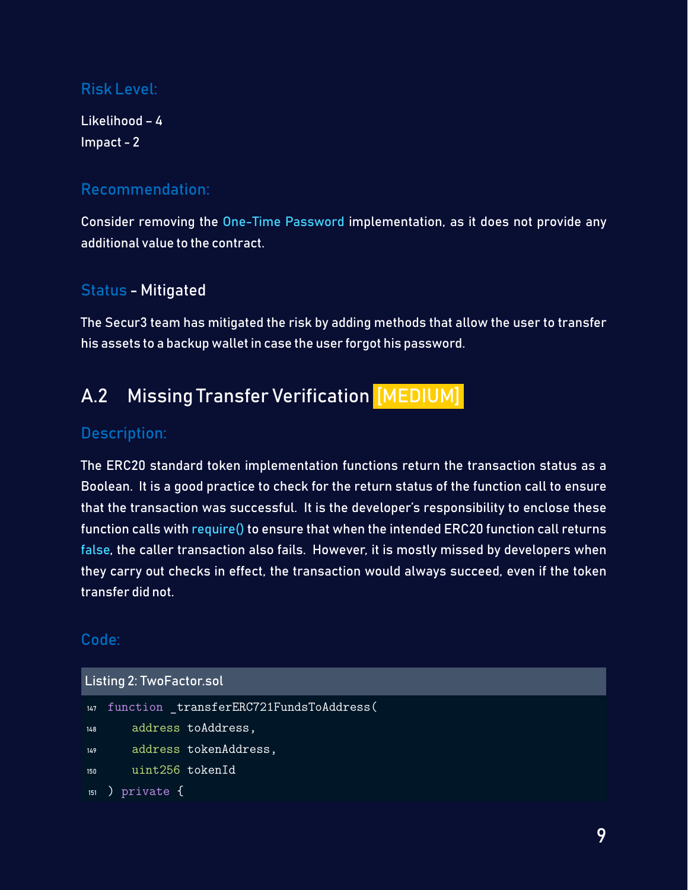### Risk Level:

Likelihood – 4
Impact - 2

### Recommendation:

Consider removing the One-Time Password implementation, as it does not provide any additional value to the contract.

### Status - Mitigated

The Secur3 team has mitigated the risk by adding methods that allow the user to transfer his assets to a backup wallet in case the user forgot his password.

## A.2 Missing Transfer Verification [MEDIUM]

### Description:

The ERC20 standard token implementation functions return the transaction status as a Boolean. It is a good practice to check for the return status of the function call to ensure that the transaction was successful. It is the developer's responsibility to enclose these function calls with require() to ensure that when the intended ERC20 function call returns false, the caller transaction also fails. However, it is mostly missed by developers when they carry out checks in effect, the transaction would always succeed, even if the token transfer did not.

### Code:

Listing 2: TwoFactor.sol

```
147 function _transferERC721FundsToAddress(
148     address toAddress,
149     address tokenAddress,
150     uint256 tokenId
151 ) private {
```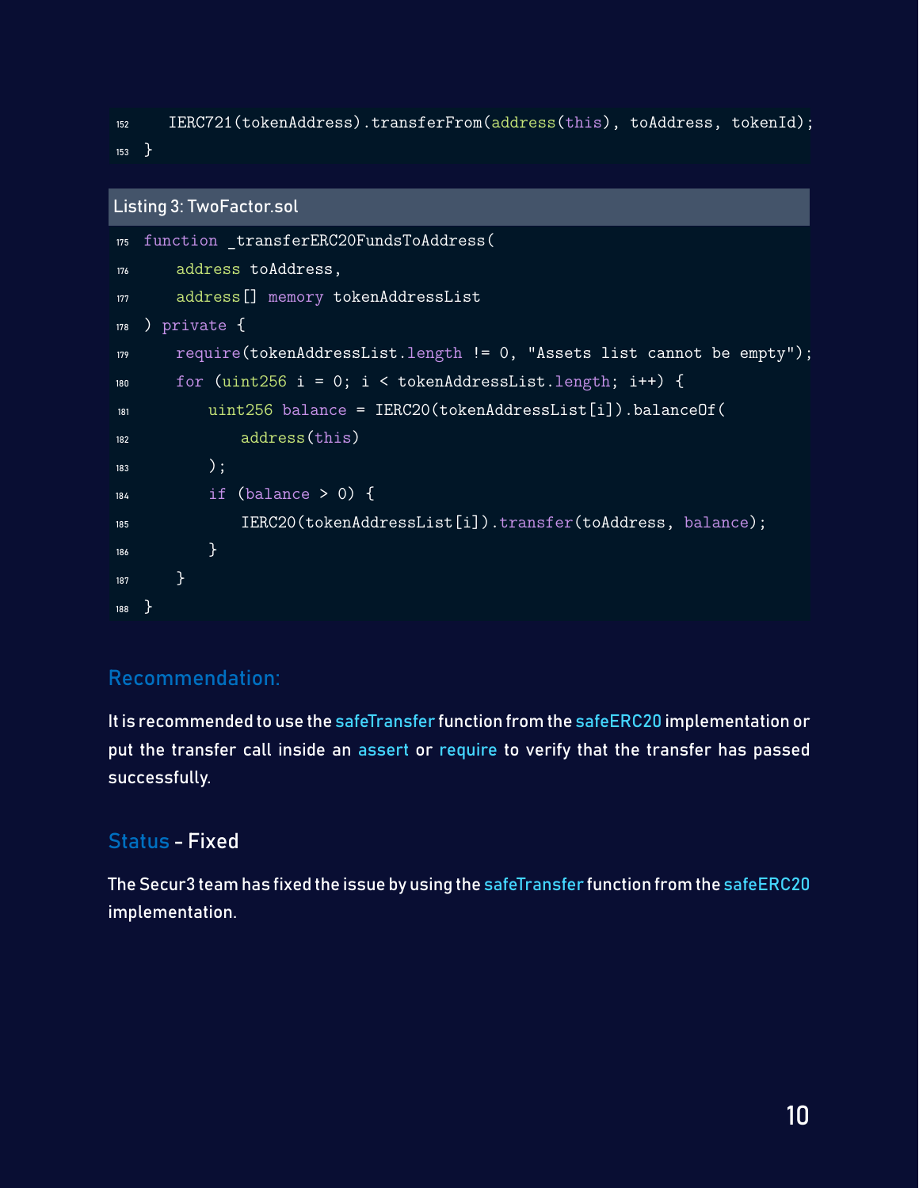```
152     IERC721(tokenAddress).transferFrom(address(this), toAddress, tokenId);
153 }
```

Listing 3: TwoFactor.sol

```
175 function _transferERC20FundsToAddress(
176     address toAddress,
177     address[] memory tokenAddressList
178 ) private {
179     require(tokenAddressList.length != 0, "Assets list cannot be empty");
180     for (uint256 i = 0; i < tokenAddressList.length; i++) {
181         uint256 balance = IERC20(tokenAddressList[i]).balanceOf(
182             address(this)
183         );
184         if (balance > 0) {
185             IERC20(tokenAddressList[i]).transfer(toAddress, balance);
186         }
187     }
188 }
```

### Recommendation:

It is recommended to use the safeTransfer function from the safeERC20 implementation or put the transfer call inside an assert or require to verify that the transfer has passed successfully.

### Status - Fixed

The Secur3 team has fixed the issue by using the safeTransfer function from the safeERC20 implementation.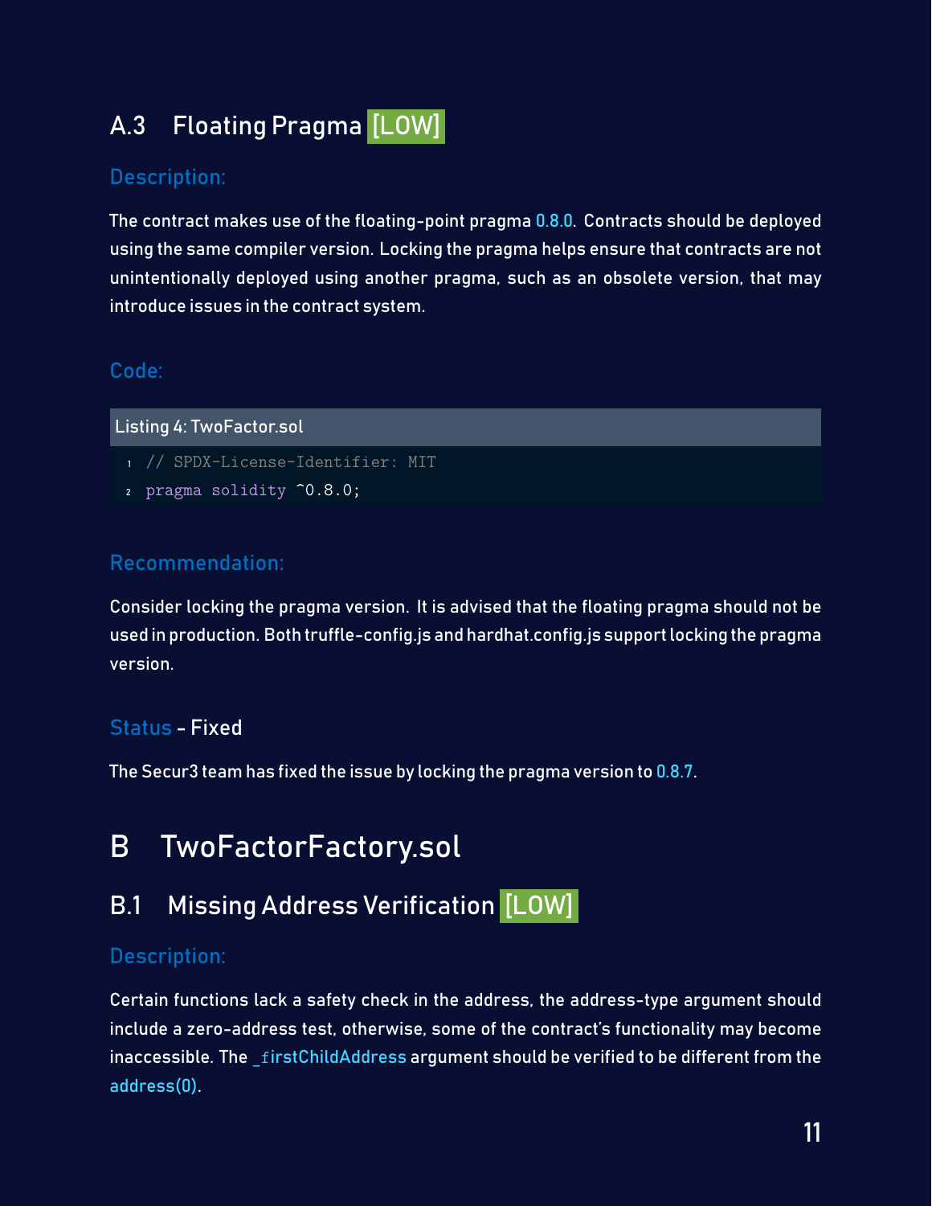### A.3 Floating Pragma [LOW]

#### Description:

The contract makes use of the floating-point pragma 0.8.0. Contracts should be deployed using the same compiler version. Locking the pragma helps ensure that contracts are not unintentionally deployed using another pragma, such as an obsolete version, that may introduce issues in the contract system.

#### Code:

Listing 4: TwoFactor.sol

```
1 // SPDX-License-Identifier: MIT
2 pragma solidity ^0.8.0;
```

#### Recommendation:

Consider locking the pragma version. It is advised that the floating pragma should not be used in production. Both truffle-config.js and hardhat.config.js support locking the pragma version.

#### Status - Fixed

The Secur3 team has fixed the issue by locking the pragma version to 0.8.7.

## B TwoFactorFactory.sol

### B.1 Missing Address Verification [LOW]

#### Description:

Certain functions lack a safety check in the address, the address-type argument should include a zero-address test, otherwise, some of the contract's functionality may become inaccessible. The _firstChildAddress argument should be verified to be different from the address(0).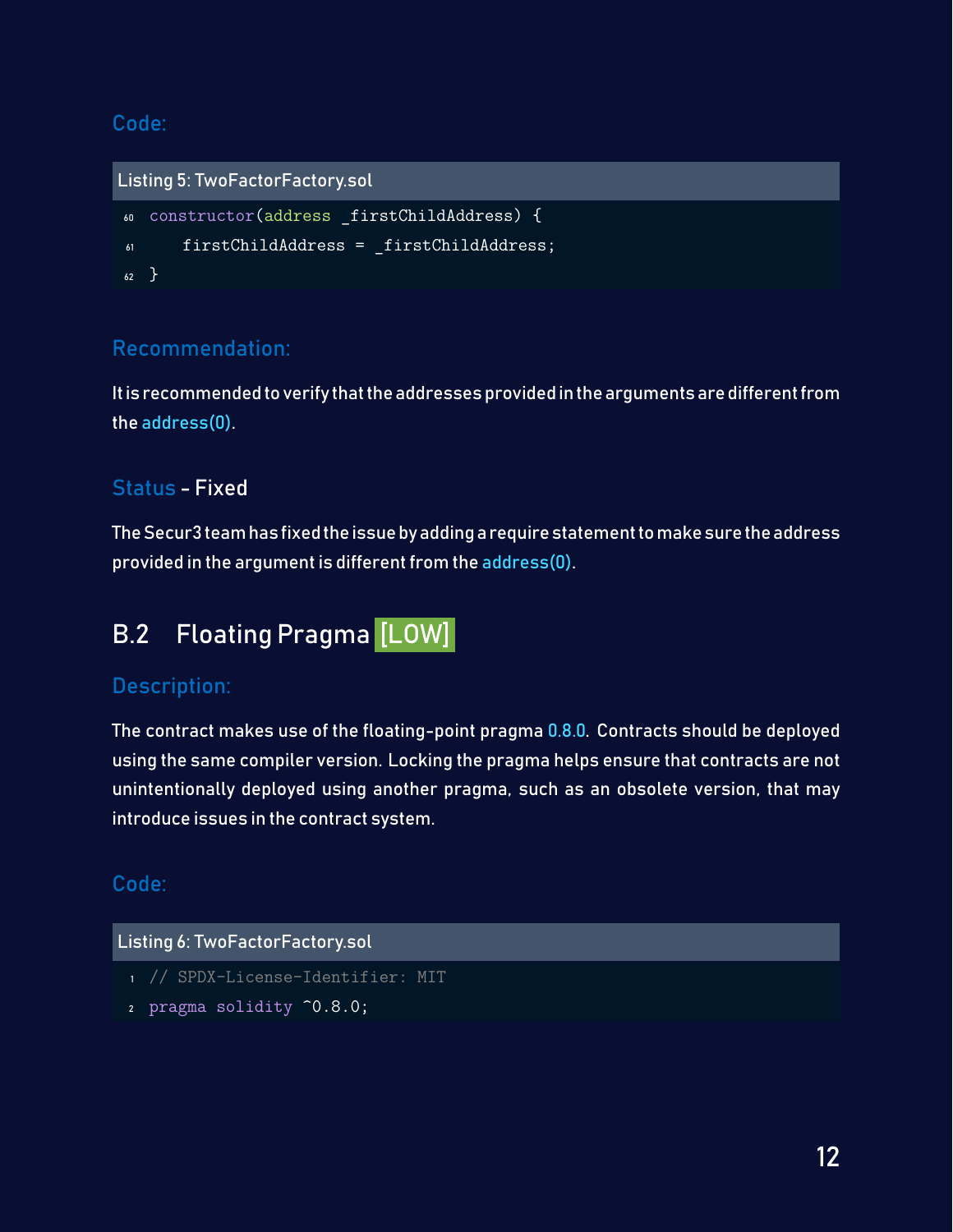### Code:

Listing 5: TwoFactorFactory.sol

```
60 constructor(address _firstChildAddress) {
61     firstChildAddress = _firstChildAddress;
62 }
```

### Recommendation:

It is recommended to verify that the addresses provided in the arguments are different from the address(0).

### Status - Fixed

The Secur3 team has fixed the issue by adding a require statement to make sure the address provided in the argument is different from the address(0).

## B.2 Floating Pragma [LOW]

### Description:

The contract makes use of the floating-point pragma 0.8.0. Contracts should be deployed using the same compiler version. Locking the pragma helps ensure that contracts are not unintentionally deployed using another pragma, such as an obsolete version, that may introduce issues in the contract system.

### Code:

Listing 6: TwoFactorFactory.sol

```
1 // SPDX-License-Identifier: MIT
2 pragma solidity ^0.8.0;
```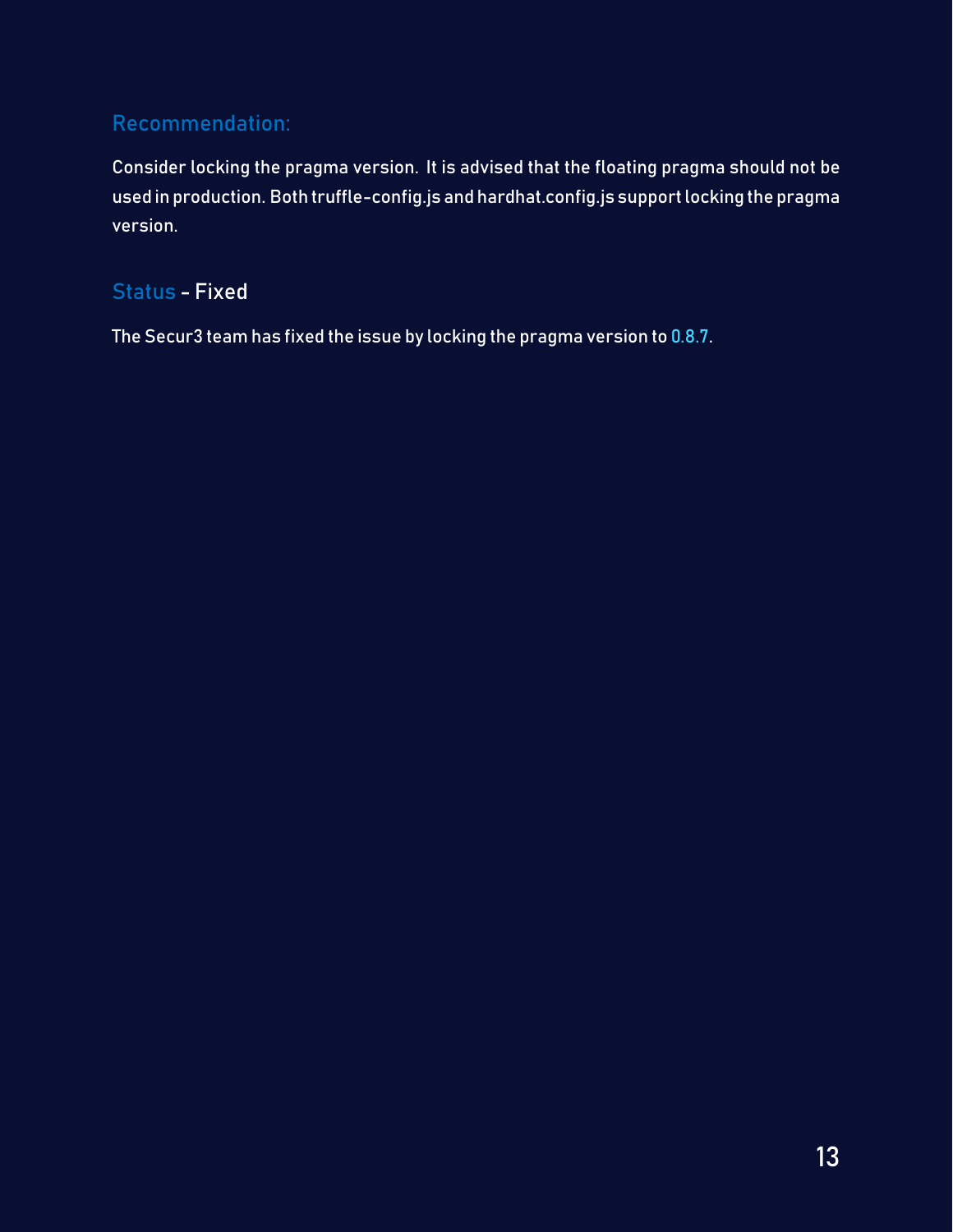### Recommendation:

Consider locking the pragma version. It is advised that the floating pragma should not be used in production. Both truffle-config.js and hardhat.config.js support locking the pragma version.

### Status - Fixed

The Secur3 team has fixed the issue by locking the pragma version to 0.8.7.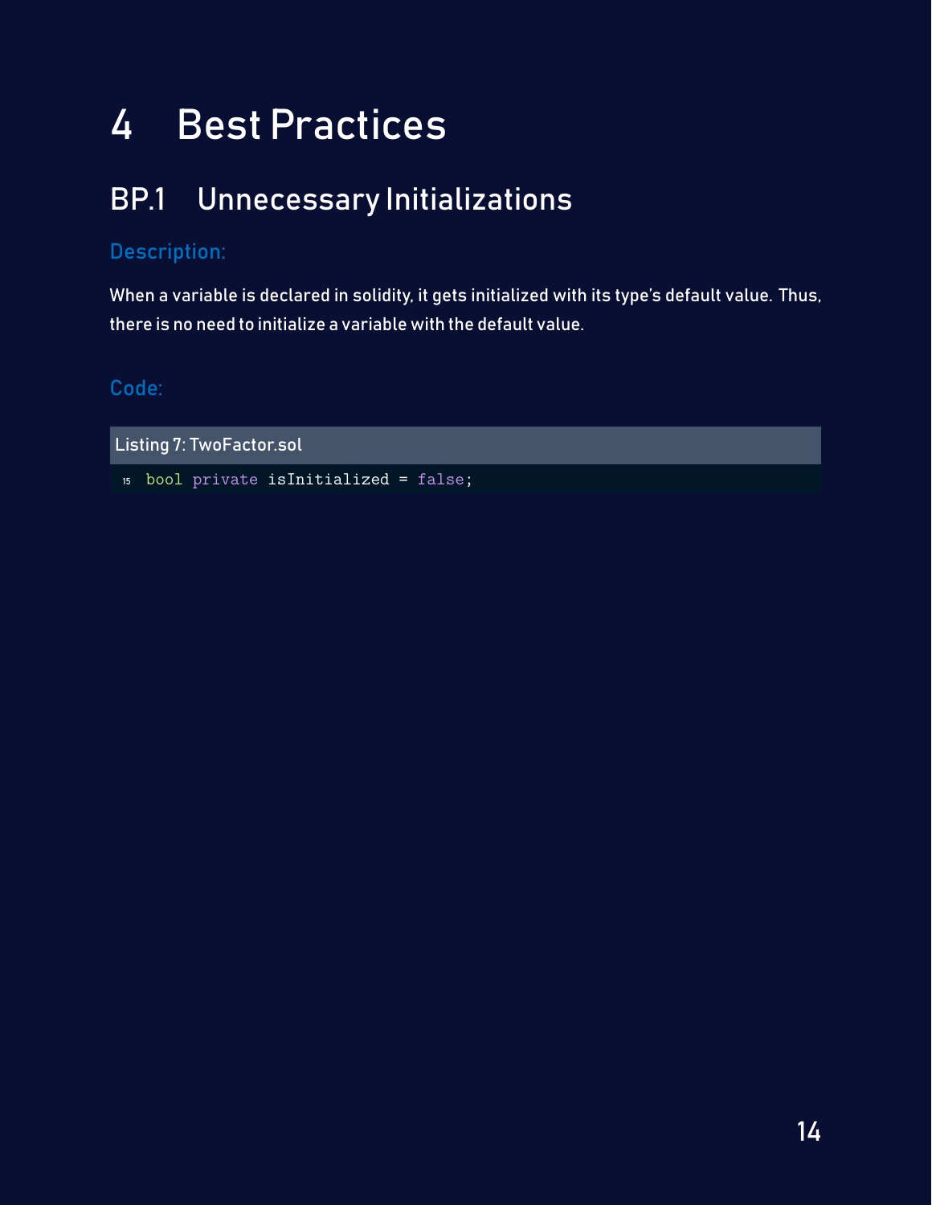# 4 Best Practices

## BP.1 Unnecessary Initializations

### Description:

When a variable is declared in solidity, it gets initialized with its type's default value. Thus, there is no need to initialize a variable with the default value.

### Code:

Listing 7: TwoFactor.sol

```
15 bool private isInitialized = false;
```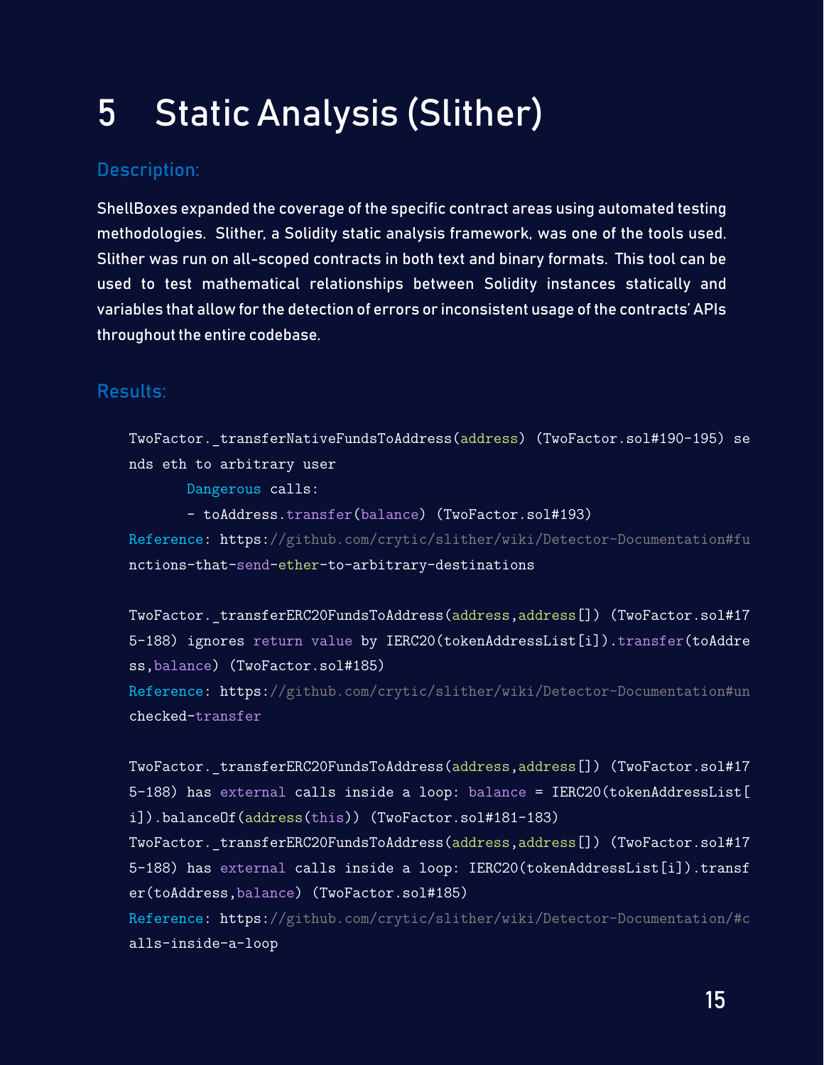# 5 Static Analysis (Slither)

### Description:

ShellBoxes expanded the coverage of the specific contract areas using automated testing methodologies. Slither, a Solidity static analysis framework, was one of the tools used. Slither was run on all-scoped contracts in both text and binary formats. This tool can be used to test mathematical relationships between Solidity instances statically and variables that allow for the detection of errors or inconsistent usage of the contracts' APIs throughout the entire codebase.

### Results:

```
TwoFactor._transferNativeFundsToAddress(address) (TwoFactor.sol#190-195) sends eth to arbitrary user
	Dangerous calls:
	- toAddress.transfer(balance) (TwoFactor.sol#193)
Reference: https://github.com/crytic/slither/wiki/Detector-Documentation#functions-that-send-ether-to-arbitrary-destinations

TwoFactor._transferERC20FundsToAddress(address,address[]) (TwoFactor.sol#175-188) ignores return value by IERC20(tokenAddressList[i]).transfer(toAddress,balance) (TwoFactor.sol#185)
Reference: https://github.com/crytic/slither/wiki/Detector-Documentation#unchecked-transfer

TwoFactor._transferERC20FundsToAddress(address,address[]) (TwoFactor.sol#175-188) has external calls inside a loop: balance = IERC20(tokenAddressList[i]).balanceOf(address(this)) (TwoFactor.sol#181-183)
TwoFactor._transferERC20FundsToAddress(address,address[]) (TwoFactor.sol#175-188) has external calls inside a loop: IERC20(tokenAddressList[i]).transfer(toAddress,balance) (TwoFactor.sol#185)
Reference: https://github.com/crytic/slither/wiki/Detector-Documentation/#calls-inside-a-loop
```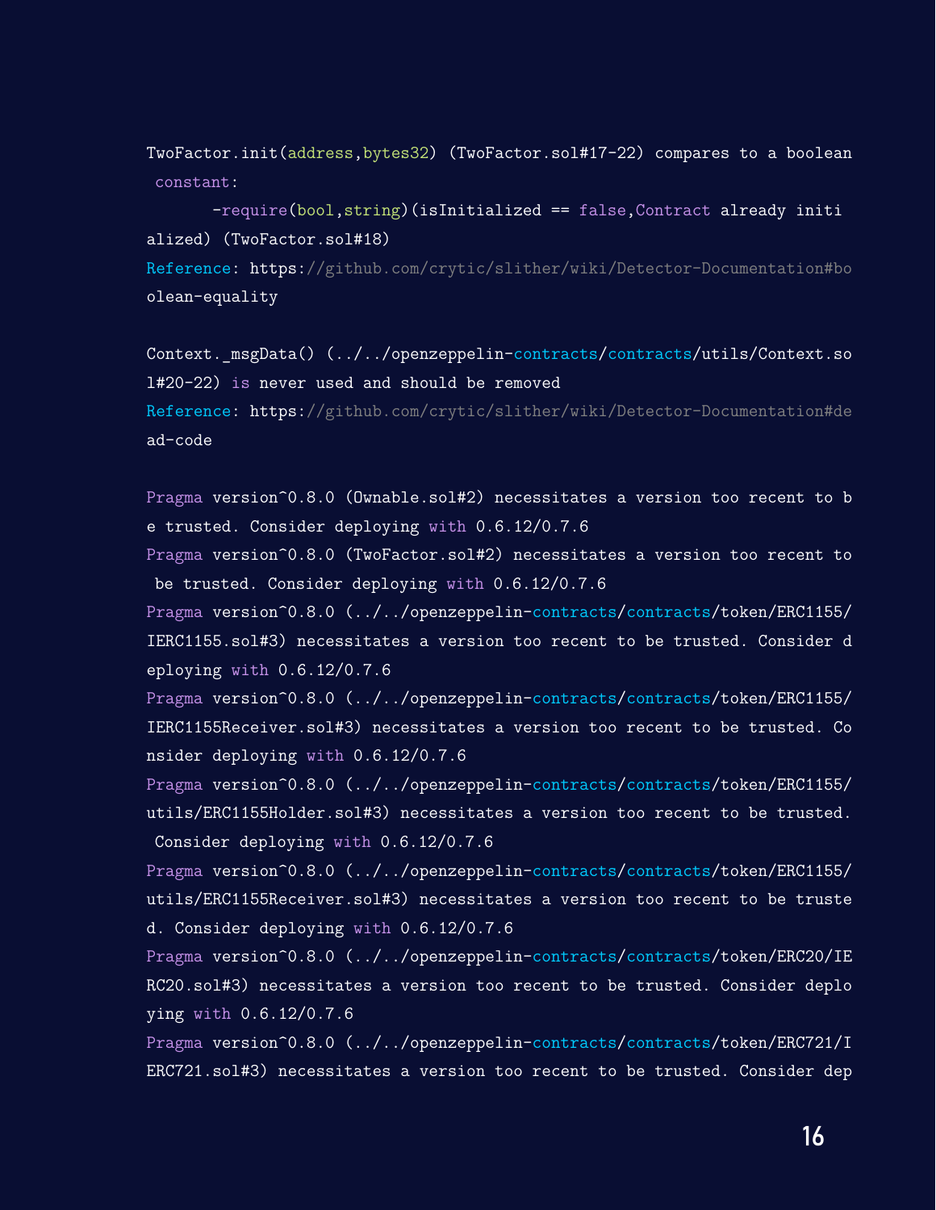```
TwoFactor.init(address,bytes32) (TwoFactor.sol#17-22) compares to a boolean
 constant:
	-require(bool,string)(isInitialized == false,Contract already initi
alized) (TwoFactor.sol#18)
Reference: https://github.com/crytic/slither/wiki/Detector-Documentation#bo
olean-equality

Context._msgData() (../../openzeppelin-contracts/contracts/utils/Context.so
l#20-22) is never used and should be removed
Reference: https://github.com/crytic/slither/wiki/Detector-Documentation#de
ad-code

Pragma version^0.8.0 (Ownable.sol#2) necessitates a version too recent to b
e trusted. Consider deploying with 0.6.12/0.7.6
Pragma version^0.8.0 (TwoFactor.sol#2) necessitates a version too recent to
 be trusted. Consider deploying with 0.6.12/0.7.6
Pragma version^0.8.0 (../../openzeppelin-contracts/contracts/token/ERC1155/
IERC1155.sol#3) necessitates a version too recent to be trusted. Consider d
eploying with 0.6.12/0.7.6
Pragma version^0.8.0 (../../openzeppelin-contracts/contracts/token/ERC1155/
IERC1155Receiver.sol#3) necessitates a version too recent to be trusted. Co
nsider deploying with 0.6.12/0.7.6
Pragma version^0.8.0 (../../openzeppelin-contracts/contracts/token/ERC1155/
utils/ERC1155Holder.sol#3) necessitates a version too recent to be trusted.
 Consider deploying with 0.6.12/0.7.6
Pragma version^0.8.0 (../../openzeppelin-contracts/contracts/token/ERC1155/
utils/ERC1155Receiver.sol#3) necessitates a version too recent to be truste
d. Consider deploying with 0.6.12/0.7.6
Pragma version^0.8.0 (../../openzeppelin-contracts/contracts/token/ERC20/IE
RC20.sol#3) necessitates a version too recent to be trusted. Consider deplo
ying with 0.6.12/0.7.6
Pragma version^0.8.0 (../../openzeppelin-contracts/contracts/token/ERC721/I
ERC721.sol#3) necessitates a version too recent to be trusted. Consider dep
```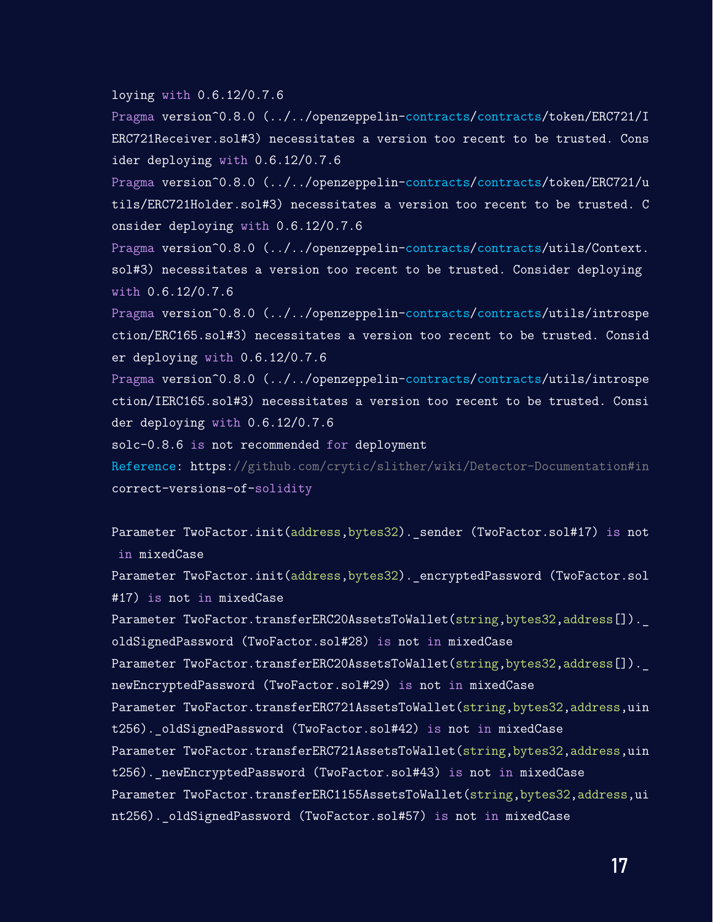```
loying with 0.6.12/0.7.6
Pragma version^0.8.0 (../../openzeppelin-contracts/contracts/token/ERC721/IERC721Receiver.sol#3) necessitates a version too recent to be trusted. Consider deploying with 0.6.12/0.7.6
Pragma version^0.8.0 (../../openzeppelin-contracts/contracts/token/ERC721/utils/ERC721Holder.sol#3) necessitates a version too recent to be trusted. Consider deploying with 0.6.12/0.7.6
Pragma version^0.8.0 (../../openzeppelin-contracts/contracts/utils/Context.sol#3) necessitates a version too recent to be trusted. Consider deploying with 0.6.12/0.7.6
Pragma version^0.8.0 (../../openzeppelin-contracts/contracts/utils/introspection/ERC165.sol#3) necessitates a version too recent to be trusted. Consider deploying with 0.6.12/0.7.6
Pragma version^0.8.0 (../../openzeppelin-contracts/contracts/utils/introspection/IERC165.sol#3) necessitates a version too recent to be trusted. Consider deploying with 0.6.12/0.7.6
solc-0.8.6 is not recommended for deployment
Reference: https://github.com/crytic/slither/wiki/Detector-Documentation#incorrect-versions-of-solidity

Parameter TwoFactor.init(address,bytes32)._sender (TwoFactor.sol#17) is not in mixedCase
Parameter TwoFactor.init(address,bytes32)._encryptedPassword (TwoFactor.sol#17) is not in mixedCase
Parameter TwoFactor.transferERC20AssetsToWallet(string,bytes32,address[])._oldSignedPassword (TwoFactor.sol#28) is not in mixedCase
Parameter TwoFactor.transferERC20AssetsToWallet(string,bytes32,address[])._newEncryptedPassword (TwoFactor.sol#29) is not in mixedCase
Parameter TwoFactor.transferERC721AssetsToWallet(string,bytes32,address,uint256)._oldSignedPassword (TwoFactor.sol#42) is not in mixedCase
Parameter TwoFactor.transferERC721AssetsToWallet(string,bytes32,address,uint256)._newEncryptedPassword (TwoFactor.sol#43) is not in mixedCase
Parameter TwoFactor.transferERC1155AssetsToWallet(string,bytes32,address,uint256)._oldSignedPassword (TwoFactor.sol#57) is not in mixedCase
```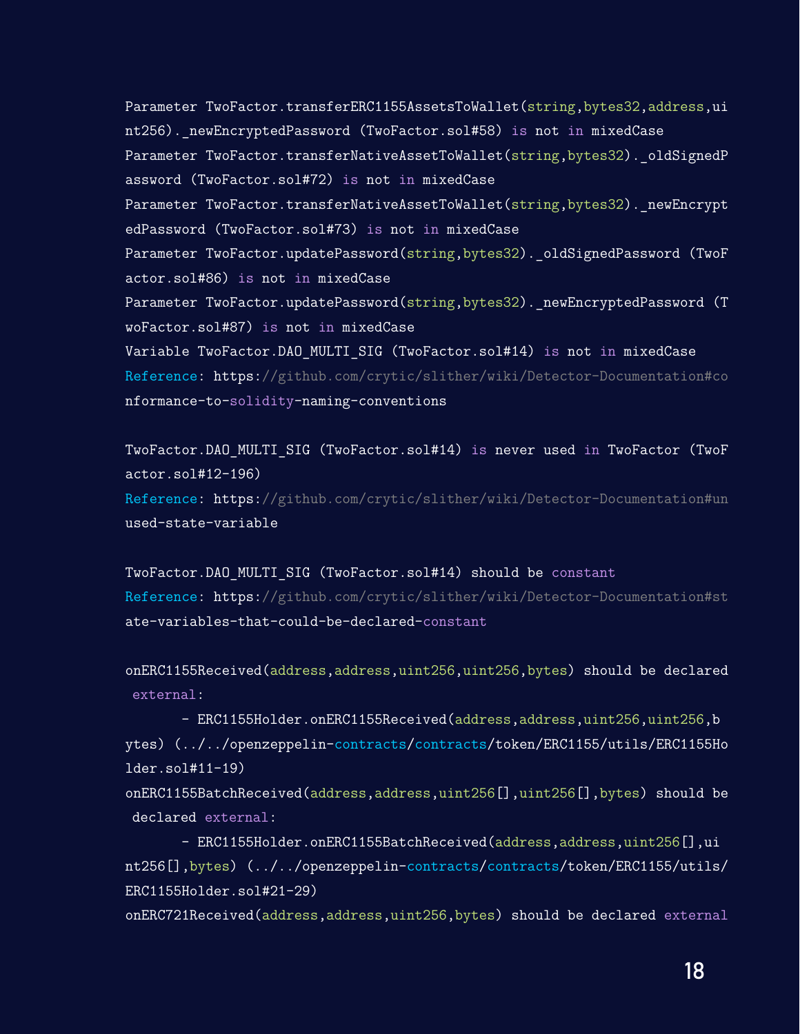```
Parameter TwoFactor.transferERC1155AssetsToWallet(string,bytes32,address,uint256)._newEncryptedPassword (TwoFactor.sol#58) is not in mixedCase
Parameter TwoFactor.transferNativeAssetToWallet(string,bytes32)._oldSignedPassword (TwoFactor.sol#72) is not in mixedCase
Parameter TwoFactor.transferNativeAssetToWallet(string,bytes32)._newEncryptedPassword (TwoFactor.sol#73) is not in mixedCase
Parameter TwoFactor.updatePassword(string,bytes32)._oldSignedPassword (TwoFactor.sol#86) is not in mixedCase
Parameter TwoFactor.updatePassword(string,bytes32)._newEncryptedPassword (TwoFactor.sol#87) is not in mixedCase
Variable TwoFactor.DAO_MULTI_SIG (TwoFactor.sol#14) is not in mixedCase
Reference: https://github.com/crytic/slither/wiki/Detector-Documentation#conformance-to-solidity-naming-conventions

TwoFactor.DAO_MULTI_SIG (TwoFactor.sol#14) is never used in TwoFactor (TwoFactor.sol#12-196)
Reference: https://github.com/crytic/slither/wiki/Detector-Documentation#unused-state-variable

TwoFactor.DAO_MULTI_SIG (TwoFactor.sol#14) should be constant
Reference: https://github.com/crytic/slither/wiki/Detector-Documentation#state-variables-that-could-be-declared-constant

onERC1155Received(address,address,uint256,uint256,bytes) should be declared external:
	- ERC1155Holder.onERC1155Received(address,address,uint256,uint256,bytes) (../../openzeppelin-contracts/contracts/token/ERC1155/utils/ERC1155Holder.sol#11-19)
onERC1155BatchReceived(address,address,uint256[],uint256[],bytes) should be declared external:
	- ERC1155Holder.onERC1155BatchReceived(address,address,uint256[],uint256[],bytes) (../../openzeppelin-contracts/contracts/token/ERC1155/utils/ERC1155Holder.sol#21-29)
onERC721Received(address,address,uint256,bytes) should be declared external
```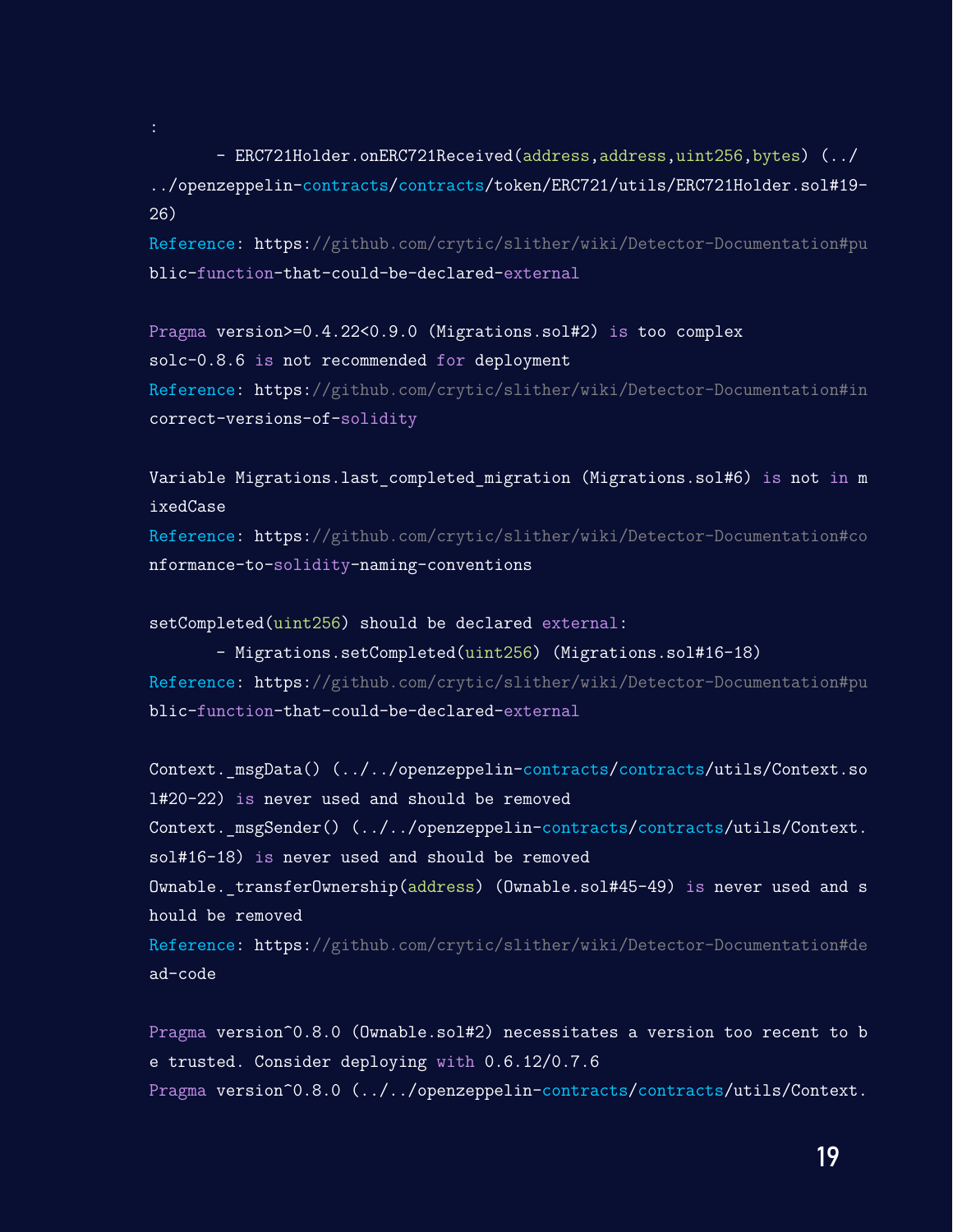```
:
	- ERC721Holder.onERC721Received(address,address,uint256,bytes) (../
../openzeppelin-contracts/contracts/token/ERC721/utils/ERC721Holder.sol#19-
26)
Reference: https://github.com/crytic/slither/wiki/Detector-Documentation#pu
blic-function-that-could-be-declared-external

Pragma version>=0.4.22<0.9.0 (Migrations.sol#2) is too complex
solc-0.8.6 is not recommended for deployment
Reference: https://github.com/crytic/slither/wiki/Detector-Documentation#in
correct-versions-of-solidity

Variable Migrations.last_completed_migration (Migrations.sol#6) is not in m
ixedCase
Reference: https://github.com/crytic/slither/wiki/Detector-Documentation#co
nformance-to-solidity-naming-conventions

setCompleted(uint256) should be declared external:
	- Migrations.setCompleted(uint256) (Migrations.sol#16-18)
Reference: https://github.com/crytic/slither/wiki/Detector-Documentation#pu
blic-function-that-could-be-declared-external

Context._msgData() (../../openzeppelin-contracts/contracts/utils/Context.so
l#20-22) is never used and should be removed
Context._msgSender() (../../openzeppelin-contracts/contracts/utils/Context.
sol#16-18) is never used and should be removed
Ownable._transferOwnership(address) (Ownable.sol#45-49) is never used and s
hould be removed
Reference: https://github.com/crytic/slither/wiki/Detector-Documentation#de
ad-code

Pragma version^0.8.0 (Ownable.sol#2) necessitates a version too recent to b
e trusted. Consider deploying with 0.6.12/0.7.6
Pragma version^0.8.0 (../../openzeppelin-contracts/contracts/utils/Context.
```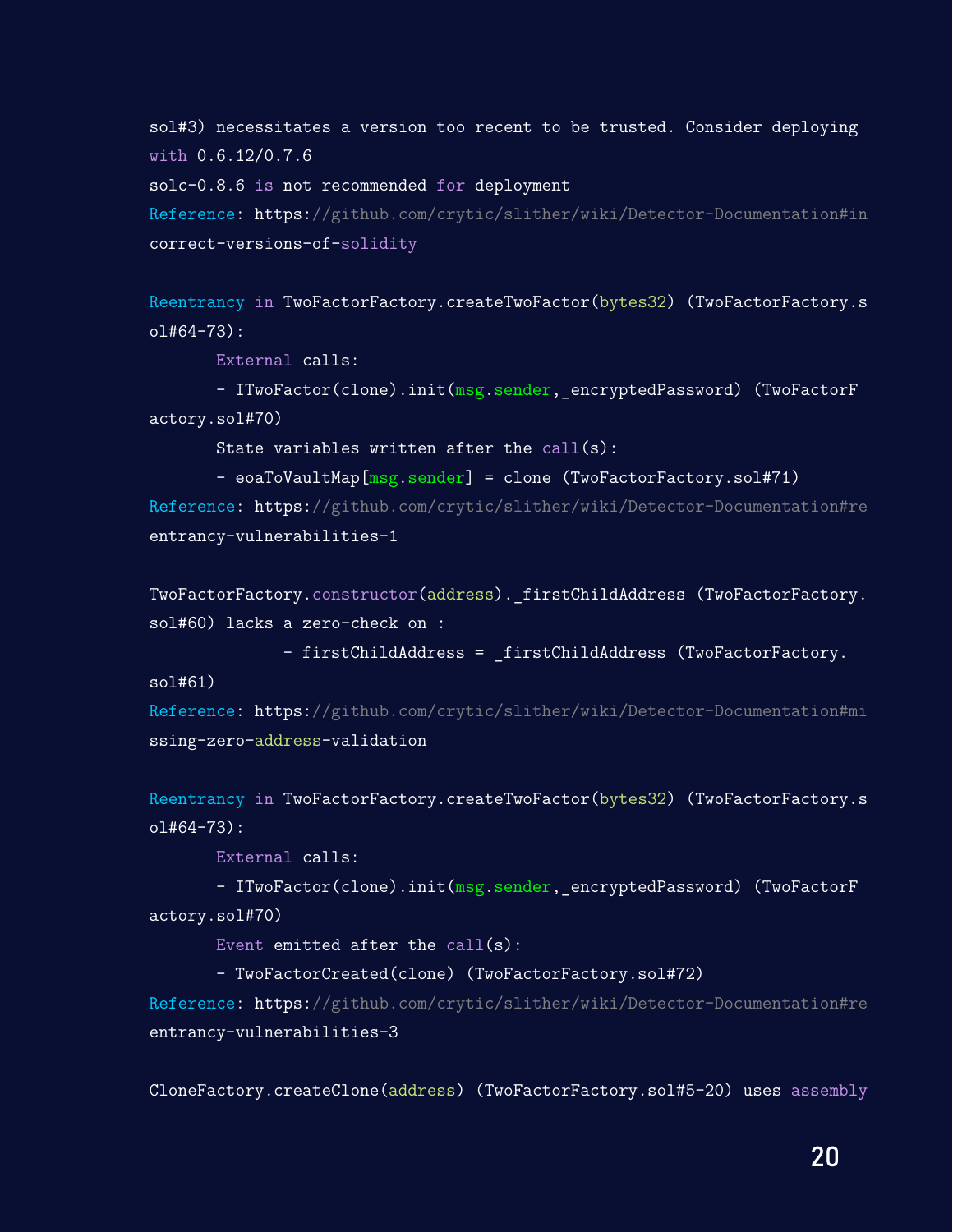```
sol#3) necessitates a version too recent to be trusted. Consider deploying
with 0.6.12/0.7.6
solc-0.8.6 is not recommended for deployment
Reference: https://github.com/crytic/slither/wiki/Detector-Documentation#in
correct-versions-of-solidity

Reentrancy in TwoFactorFactory.createTwoFactor(bytes32) (TwoFactorFactory.s
ol#64-73):
	External calls:
	- ITwoFactor(clone).init(msg.sender,_encryptedPassword) (TwoFactorF
actory.sol#70)
	State variables written after the call(s):
	- eoaToVaultMap[msg.sender] = clone (TwoFactorFactory.sol#71)
Reference: https://github.com/crytic/slither/wiki/Detector-Documentation#re
entrancy-vulnerabilities-1

TwoFactorFactory.constructor(address)._firstChildAddress (TwoFactorFactory.
sol#60) lacks a zero-check on :
		- firstChildAddress = _firstChildAddress (TwoFactorFactory.
sol#61)
Reference: https://github.com/crytic/slither/wiki/Detector-Documentation#mi
ssing-zero-address-validation

Reentrancy in TwoFactorFactory.createTwoFactor(bytes32) (TwoFactorFactory.s
ol#64-73):
	External calls:
	- ITwoFactor(clone).init(msg.sender,_encryptedPassword) (TwoFactorF
actory.sol#70)
	Event emitted after the call(s):
	- TwoFactorCreated(clone) (TwoFactorFactory.sol#72)
Reference: https://github.com/crytic/slither/wiki/Detector-Documentation#re
entrancy-vulnerabilities-3

CloneFactory.createClone(address) (TwoFactorFactory.sol#5-20) uses assembly
```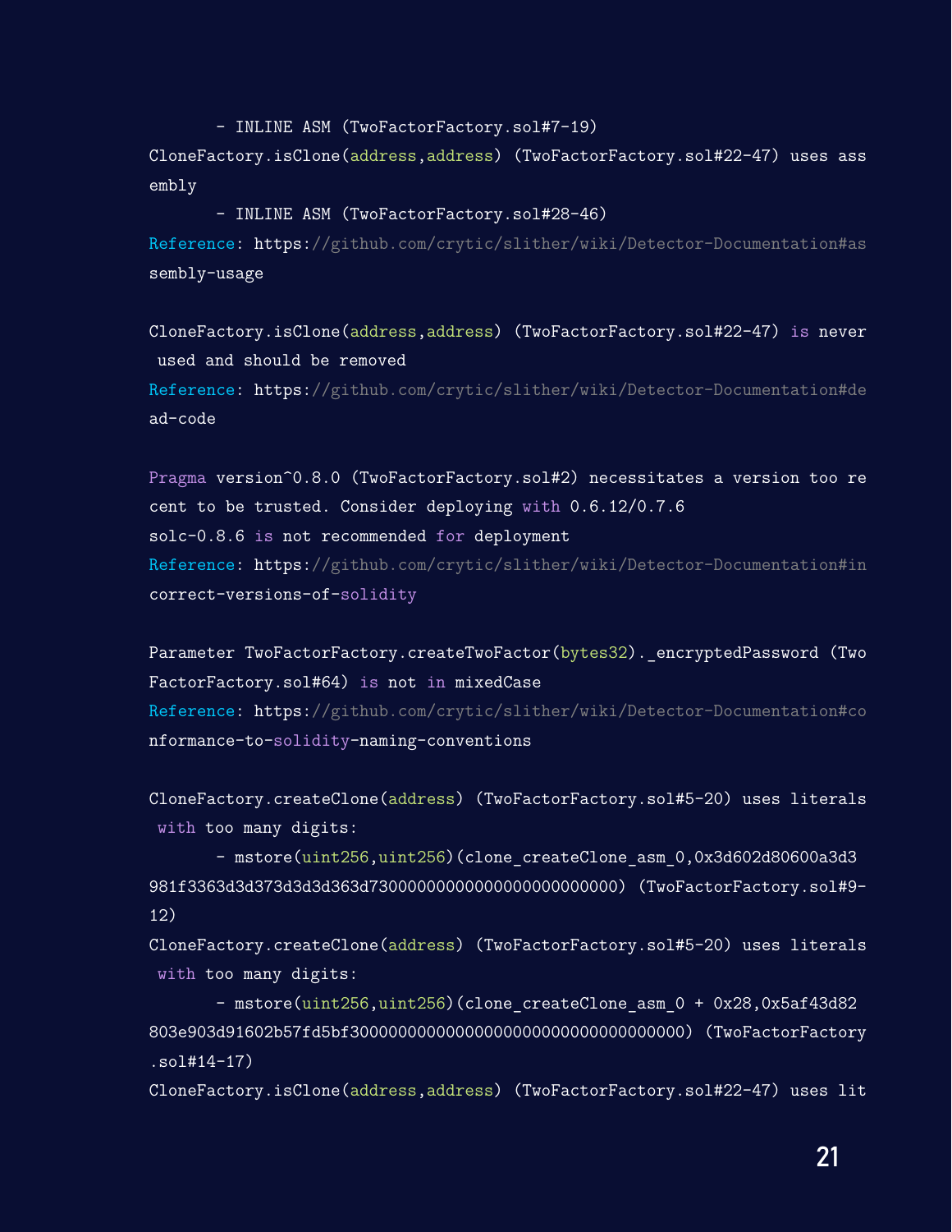```
        - INLINE ASM (TwoFactorFactory.sol#7-19)
CloneFactory.isClone(address,address) (TwoFactorFactory.sol#22-47) uses assembly
        - INLINE ASM (TwoFactorFactory.sol#28-46)
Reference: https://github.com/crytic/slither/wiki/Detector-Documentation#assembly-usage

CloneFactory.isClone(address,address) (TwoFactorFactory.sol#22-47) is never used and should be removed
Reference: https://github.com/crytic/slither/wiki/Detector-Documentation#dead-code

Pragma version^0.8.0 (TwoFactorFactory.sol#2) necessitates a version too recent to be trusted. Consider deploying with 0.6.12/0.7.6
solc-0.8.6 is not recommended for deployment
Reference: https://github.com/crytic/slither/wiki/Detector-Documentation#incorrect-versions-of-solidity

Parameter TwoFactorFactory.createTwoFactor(bytes32)._encryptedPassword (TwoFactorFactory.sol#64) is not in mixedCase
Reference: https://github.com/crytic/slither/wiki/Detector-Documentation#conformance-to-solidity-naming-conventions

CloneFactory.createClone(address) (TwoFactorFactory.sol#5-20) uses literals with too many digits:
        - mstore(uint256,uint256)(clone_createClone_asm_0,0x3d602d80600a3d3981f3363d3d373d3d3d363d73000000000000000000000000) (TwoFactorFactory.sol#9-12)
CloneFactory.createClone(address) (TwoFactorFactory.sol#5-20) uses literals with too many digits:
        - mstore(uint256,uint256)(clone_createClone_asm_0 + 0x28,0x5af43d82803e903d91602b57fd5bf30000000000000000000000000000000000) (TwoFactorFactory.sol#14-17)
CloneFactory.isClone(address,address) (TwoFactorFactory.sol#22-47) uses lit
```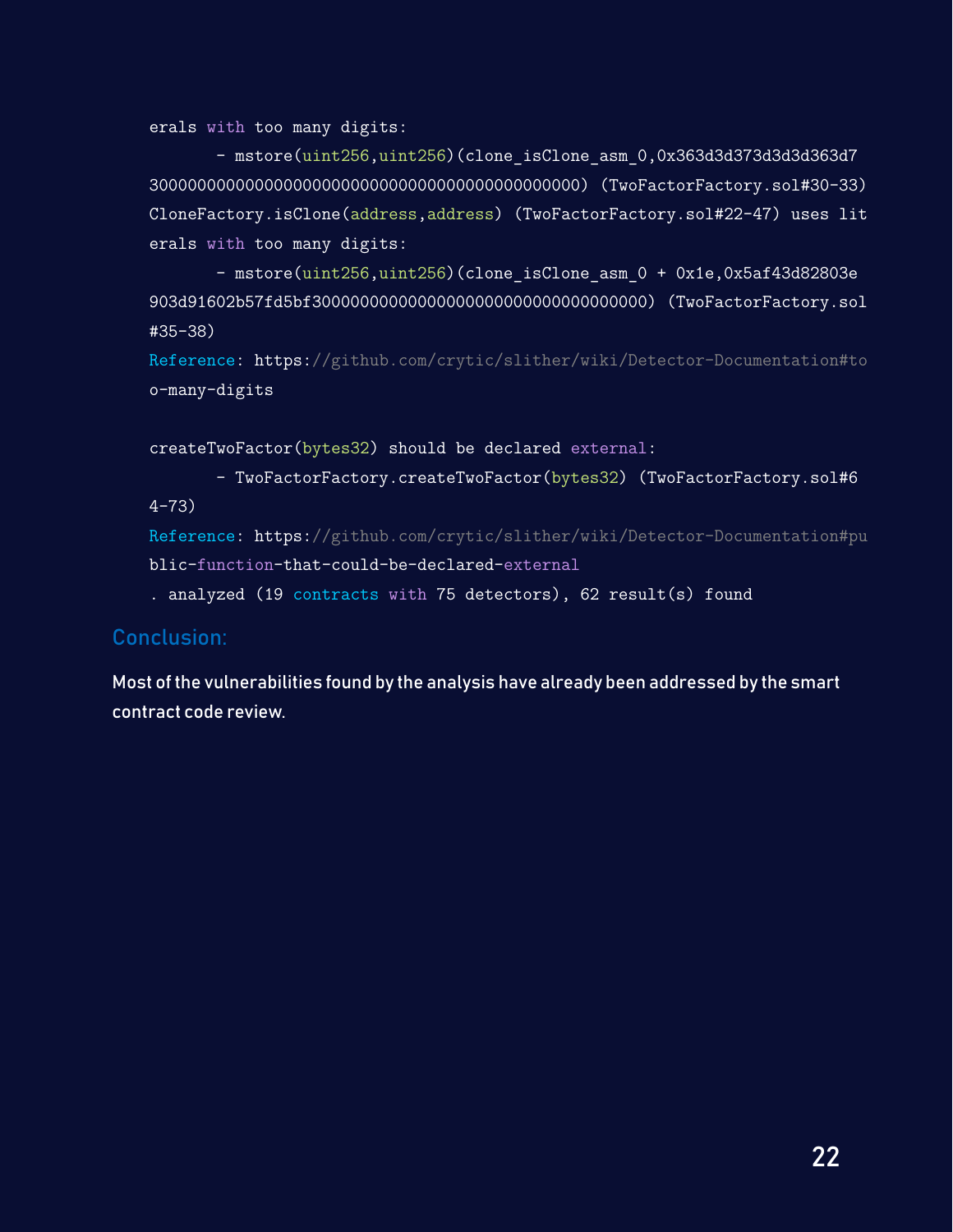```
erals with too many digits:
	- mstore(uint256,uint256)(clone_isClone_asm_0,0x363d3d373d3d3d363d7
30000000000000000000000000000000000000000000) (TwoFactorFactory.sol#30-33)
CloneFactory.isClone(address,address) (TwoFactorFactory.sol#22-47) uses lit
erals with too many digits:
	- mstore(uint256,uint256)(clone_isClone_asm_0 + 0x1e,0x5af43d82803e
903d91602b57fd5bf3000000000000000000000000000000000000) (TwoFactorFactory.sol
#35-38)
Reference: https://github.com/crytic/slither/wiki/Detector-Documentation#to
o-many-digits

createTwoFactor(bytes32) should be declared external:
	- TwoFactorFactory.createTwoFactor(bytes32) (TwoFactorFactory.sol#6
4-73)
Reference: https://github.com/crytic/slither/wiki/Detector-Documentation#pu
blic-function-that-could-be-declared-external
. analyzed (19 contracts with 75 detectors), 62 result(s) found
```

## Conclusion:

Most of the vulnerabilities found by the analysis have already been addressed by the smart contract code review.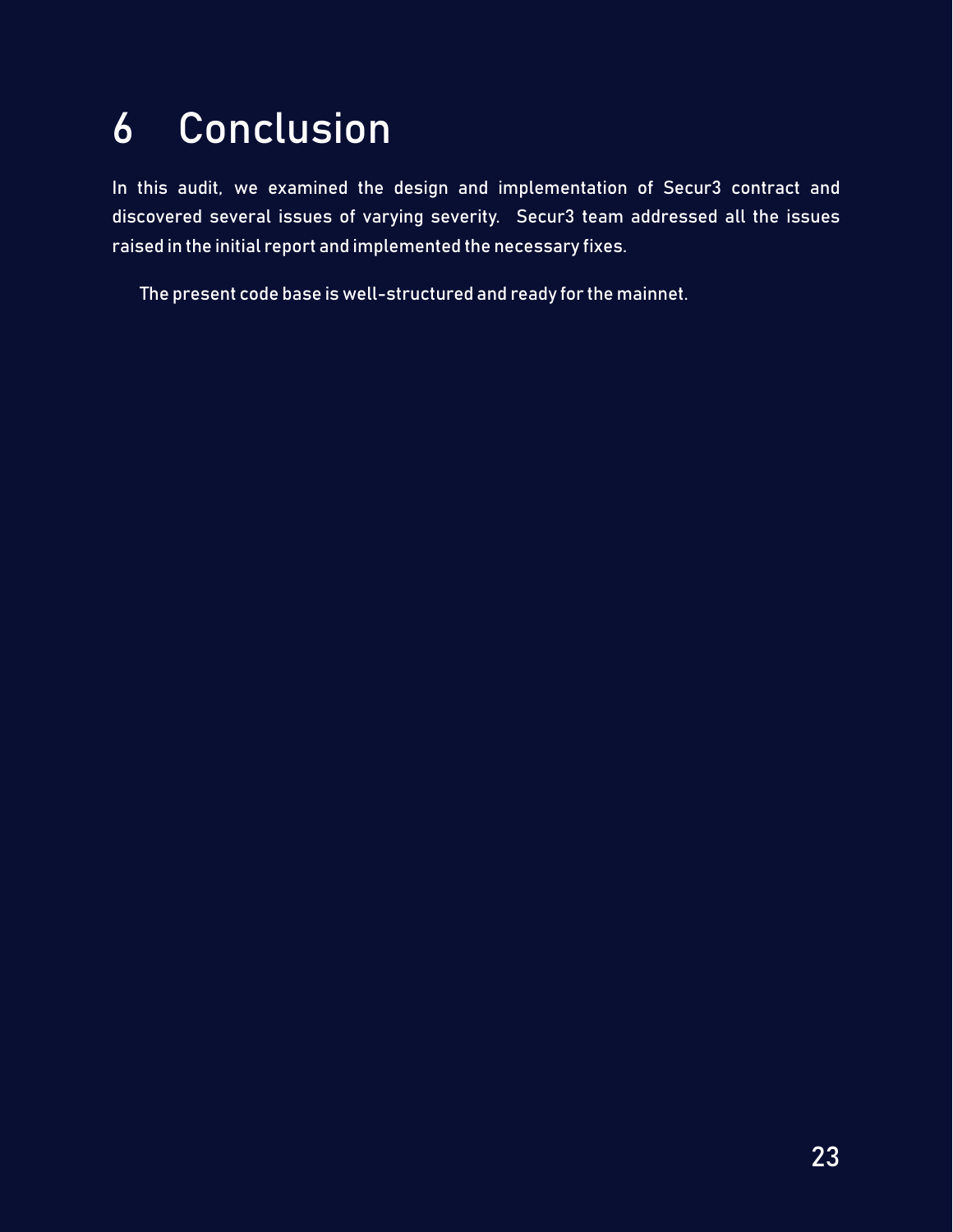# 6 Conclusion

In this audit, we examined the design and implementation of Secur3 contract and discovered several issues of varying severity. Secur3 team addressed all the issues raised in the initial report and implemented the necessary fixes.

The present code base is well-structured and ready for the mainnet.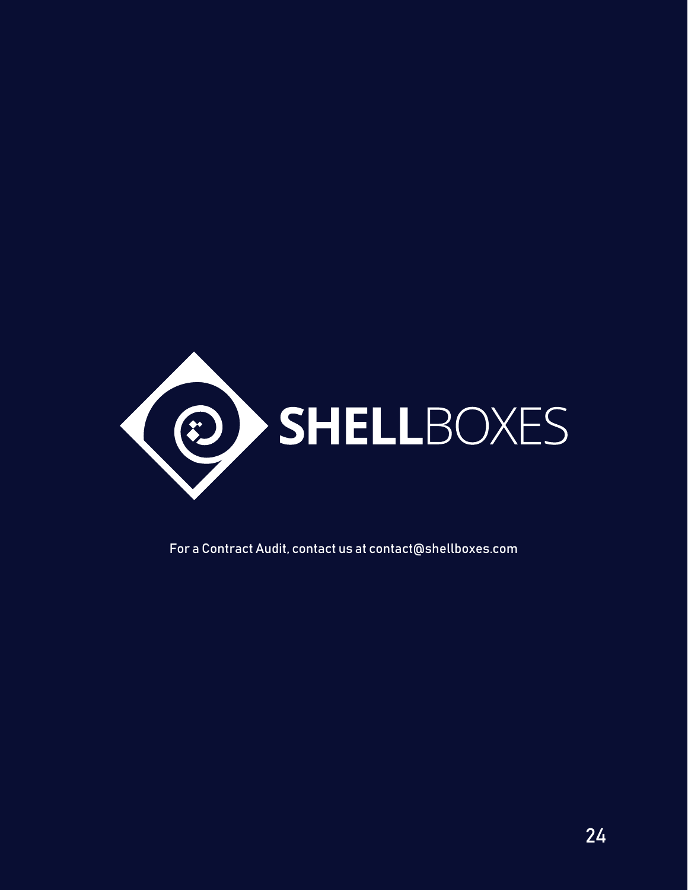SHELLBOXES

For a Contract Audit, contact us at contact@shellboxes.com